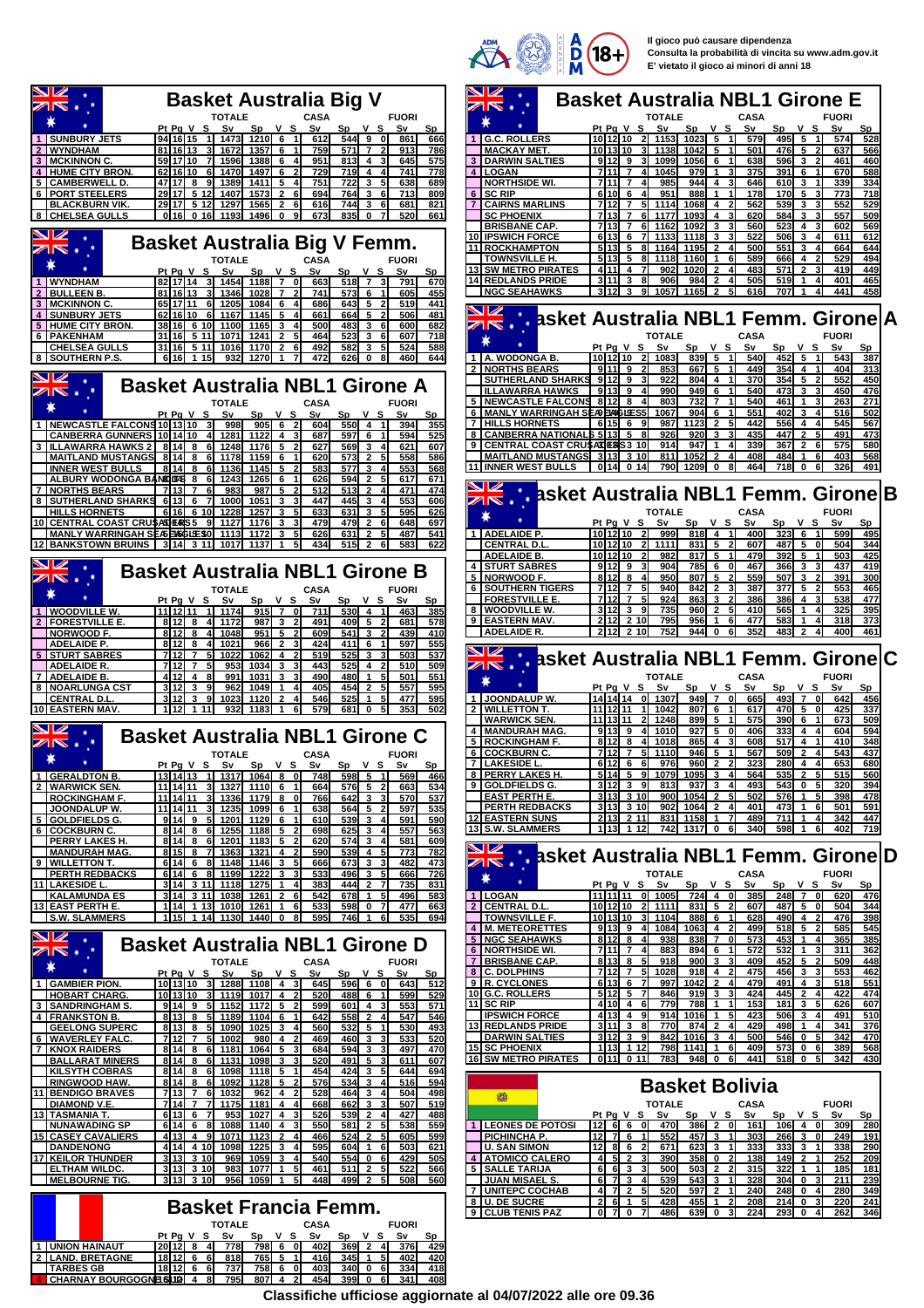Il gioco può causare dipendenza
Consulta la probabilità di vincita su www.adm.gov.it
E' vietato il gioco ai minori di anni 18

## Basket Australia Big V

| | | TOTALE | | | | | | CASA | | | | FUORI | | | |
|---|---|---|---|---|---|---|---|---|---|---|---|---|---|---|---|
| | | Pt | Pg | V | S | Sv | Sp | V | S | Sv | Sp | V | S | Sv | Sp |
| 1 | SUNBURY JETS | 94 | 16 | 15 | 1 | 1473 | 1210 | 6 | 1 | 612 | 544 | 9 | 0 | 861 | 666 |
| 2 | WYNDHAM | 81 | 16 | 13 | 3 | 1672 | 1357 | 6 | 1 | 759 | 571 | 7 | 2 | 913 | 786 |
| 3 | MCKINNON C. | 59 | 17 | 10 | 7 | 1596 | 1388 | 6 | 4 | 951 | 813 | 4 | 3 | 645 | 575 |
| 4 | HUME CITY BRON. | 62 | 16 | 10 | 6 | 1470 | 1497 | 6 | 2 | 729 | 719 | 4 | 4 | 741 | 778 |
| 5 | CAMBERWELL D. | 47 | 17 | 8 | 9 | 1389 | 1411 | 5 | 4 | 751 | 722 | 3 | 5 | 638 | 689 |
| 6 | PORT STEELERS | 29 | 17 | 5 | 12 | 1407 | 1573 | 2 | 6 | 694 | 764 | 3 | 6 | 713 | 809 |
| | BLACKBURN VIK. | 29 | 17 | 5 | 12 | 1297 | 1565 | 2 | 6 | 616 | 744 | 3 | 6 | 681 | 821 |
| 8 | CHELSEA GULLS | 0 | 16 | 0 | 16 | 1193 | 1496 | 0 | 9 | 673 | 835 | 0 | 7 | 520 | 661 |

## Basket Australia Big V Femm.

| | | TOTALE | | | | | | CASA | | | | FUORI | | | |
|---|---|---|---|---|---|---|---|---|---|---|---|---|---|---|---|
| | | Pt | Pg | V | S | Sv | Sp | V | S | Sv | Sp | V | S | Sv | Sp |
| 1 | WYNDHAM | 82 | 17 | 14 | 3 | 1454 | 1188 | 7 | 0 | 663 | 518 | 7 | 3 | 791 | 670 |
| 2 | BULLEEN B. | 81 | 16 | 13 | 3 | 1346 | 1028 | 7 | 2 | 741 | 573 | 6 | 1 | 605 | 455 |
| 3 | MCKINNON C. | 65 | 17 | 11 | 6 | 1205 | 1084 | 6 | 4 | 686 | 643 | 5 | 2 | 519 | 441 |
| 4 | SUNBURY JETS | 62 | 16 | 10 | 6 | 1167 | 1145 | 5 | 4 | 661 | 664 | 5 | 2 | 506 | 481 |
| 5 | HUME CITY BRON. | 38 | 16 | 6 | 10 | 1100 | 1165 | 3 | 4 | 500 | 483 | 3 | 6 | 600 | 682 |
| 6 | PAKENHAM | 31 | 16 | 5 | 11 | 1071 | 1241 | 2 | 5 | 464 | 523 | 3 | 6 | 607 | 718 |
| | CHELSEA GULLS | 31 | 16 | 5 | 11 | 1016 | 1170 | 2 | 6 | 492 | 582 | 3 | 5 | 524 | 588 |
| 8 | SOUTHERN P.S. | 6 | 16 | 1 | 15 | 932 | 1270 | 1 | 7 | 472 | 626 | 0 | 8 | 460 | 644 |

## Basket Australia NBL1 Girone A

| | | TOTALE | | | | | | CASA | | | | FUORI | | | |
|---|---|---|---|---|---|---|---|---|---|---|---|---|---|---|---|
| | | Pt | Pg | V | S | Sv | Sp | V | S | Sv | Sp | V | S | Sv | Sp |
| 1 | NEWCASTLE FALCONS | 10 | 13 | 10 | 3 | 998 | 905 | 6 | 2 | 604 | 550 | 4 | 1 | 394 | 355 |
| | CANBERRA GUNNERS | 10 | 14 | 10 | 4 | 1281 | 1122 | 4 | 3 | 687 | 597 | 6 | 1 | 594 | 525 |
| 3 | ILLAWARRA HAWKS 2 | 8 | 14 | 8 | 6 | 1248 | 1176 | 5 | 2 | 627 | 569 | 3 | 4 | 621 | 607 |
| | MAITLAND MUSTANGS | 8 | 14 | 8 | 6 | 1178 | 1159 | 6 | 1 | 620 | 573 | 2 | 5 | 558 | 586 |
| | INNER WEST BULLS | 8 | 14 | 8 | 6 | 1136 | 1145 | 5 | 2 | 583 | 577 | 3 | 4 | 553 | 568 |
| | ALBURY WODONGA BANDITS | 8 | 14 | 8 | 6 | 1243 | 1265 | 6 | 1 | 626 | 594 | 2 | 5 | 617 | 671 |
| 7 | NORTHS BEARS | 7 | 13 | 7 | 6 | 983 | 987 | 5 | 2 | 512 | 513 | 2 | 4 | 471 | 474 |
| 8 | SUTHERLAND SHARKS | 6 | 13 | 6 | 7 | 1000 | 1051 | 3 | 3 | 447 | 445 | 3 | 4 | 553 | 606 |
| | HILLS HORNETS | 6 | 16 | 6 | 10 | 1228 | 1257 | 3 | 5 | 633 | 631 | 3 | 5 | 595 | 626 |
| 10 | CENTRAL COAST CRUSADERS | 5 | 14 | 5 | 9 | 1127 | 1176 | 3 | 3 | 479 | 479 | 2 | 6 | 648 | 697 |
| | MANLY WARRINGAH SEA EAGLES | 5 | 14 | 5 | 9 | 1113 | 1172 | 3 | 5 | 626 | 631 | 2 | 5 | 487 | 541 |
| 12 | BANKSTOWN BRUINS | 3 | 14 | 3 | 11 | 1017 | 1137 | 1 | 5 | 434 | 515 | 2 | 6 | 583 | 622 |

## Basket Australia NBL1 Girone B

| | | TOTALE | | | | | | CASA | | | | FUORI | | | |
|---|---|---|---|---|---|---|---|---|---|---|---|---|---|---|---|
| | | Pt | Pg | V | S | Sv | Sp | V | S | Sv | Sp | V | S | Sv | Sp |
| 1 | WOODVILLE W. | 11 | 12 | 11 | 1 | 1174 | 915 | 7 | 0 | 711 | 530 | 4 | 1 | 463 | 385 |
| 2 | FORESTVILLE E. | 8 | 12 | 8 | 4 | 1172 | 987 | 3 | 2 | 491 | 409 | 5 | 2 | 681 | 578 |
| | NORWOOD F. | 8 | 12 | 8 | 4 | 1048 | 951 | 5 | 2 | 609 | 541 | 3 | 2 | 439 | 410 |
| | ADELAIDE P. | 8 | 12 | 8 | 4 | 1021 | 966 | 2 | 3 | 424 | 411 | 6 | 1 | 597 | 555 |
| 5 | STURT SABRES | 7 | 12 | 7 | 5 | 1022 | 1062 | 4 | 2 | 519 | 525 | 3 | 3 | 503 | 537 |
| | ADELAIDE R. | 7 | 12 | 7 | 5 | 953 | 1034 | 3 | 3 | 443 | 525 | 4 | 2 | 510 | 509 |
| 7 | ADELAIDE B. | 4 | 12 | 4 | 8 | 991 | 1031 | 3 | 3 | 490 | 480 | 1 | 5 | 501 | 551 |
| 8 | NOARLUNGA CST | 3 | 12 | 3 | 9 | 962 | 1049 | 1 | 4 | 405 | 454 | 2 | 5 | 557 | 595 |
| | CENTRAL D.L. | 3 | 12 | 3 | 9 | 1023 | 1120 | 2 | 4 | 546 | 525 | 1 | 5 | 477 | 595 |
| 10 | EASTERN MAV. | 1 | 12 | 1 | 11 | 932 | 1183 | 1 | 6 | 579 | 681 | 0 | 5 | 353 | 502 |

## Basket Australia NBL1 Girone C

| | | TOTALE | | | | | | CASA | | | | FUORI | | | |
|---|---|---|---|---|---|---|---|---|---|---|---|---|---|---|---|
| | | Pt | Pg | V | S | Sv | Sp | V | S | Sv | Sp | V | S | Sv | Sp |
| 1 | GERALDTON B. | 13 | 14 | 13 | 1 | 1317 | 1064 | 8 | 0 | 748 | 598 | 5 | 1 | 569 | 466 |
| 2 | WARWICK SEN. | 11 | 14 | 11 | 3 | 1327 | 1110 | 6 | 1 | 664 | 576 | 5 | 2 | 663 | 534 |
| | ROCKINGHAM F. | 11 | 14 | 11 | 3 | 1336 | 1179 | 8 | 0 | 766 | 642 | 3 | 3 | 570 | 537 |
| | JOONDALUP W. | 11 | 14 | 11 | 3 | 1235 | 1099 | 6 | 1 | 638 | 564 | 5 | 2 | 597 | 535 |
| 5 | GOLDFIELDS G. | 9 | 14 | 9 | 5 | 1201 | 1129 | 6 | 1 | 610 | 539 | 3 | 4 | 591 | 590 |
| 6 | COCKBURN C. | 8 | 14 | 8 | 6 | 1255 | 1188 | 5 | 2 | 698 | 625 | 3 | 4 | 557 | 563 |
| | PERRY LAKES H. | 8 | 14 | 8 | 6 | 1201 | 1183 | 5 | 2 | 620 | 574 | 3 | 4 | 581 | 609 |
| | MANDURAH MAG. | 8 | 15 | 8 | 7 | 1363 | 1321 | 4 | 2 | 590 | 539 | 4 | 5 | 773 | 782 |
| 9 | WILLETTON T. | 6 | 14 | 6 | 8 | 1148 | 1146 | 3 | 5 | 666 | 673 | 3 | 3 | 482 | 473 |
| | PERTH REDBACKS | 6 | 14 | 6 | 8 | 1199 | 1222 | 3 | 3 | 533 | 496 | 3 | 5 | 666 | 726 |
| 11 | LAKESIDE L. | 3 | 14 | 3 | 11 | 1118 | 1275 | 1 | 4 | 383 | 444 | 2 | 7 | 735 | 831 |
| | KALAMUNDA ES | 3 | 14 | 3 | 11 | 1038 | 1261 | 2 | 6 | 542 | 678 | 1 | 5 | 496 | 583 |
| 13 | EAST PERTH E. | 1 | 14 | 1 | 13 | 1010 | 1261 | 1 | 6 | 533 | 598 | 0 | 7 | 477 | 663 |
| | S.W. SLAMMERS | 1 | 15 | 1 | 14 | 1130 | 1440 | 0 | 8 | 595 | 746 | 1 | 6 | 535 | 694 |

## Basket Australia NBL1 Girone D

| | | TOTALE | | | | | | CASA | | | | FUORI | | | |
|---|---|---|---|---|---|---|---|---|---|---|---|---|---|---|---|
| | | Pt | Pg | V | S | Sv | Sp | V | S | Sv | Sp | V | S | Sv | Sp |
| 1 | GAMBIER PION. | 10 | 13 | 10 | 3 | 1288 | 1108 | 4 | 3 | 645 | 596 | 6 | 0 | 643 | 512 |
| | HOBART CHARG. | 10 | 13 | 10 | 3 | 1119 | 1017 | 4 | 2 | 520 | 488 | 6 | 1 | 599 | 529 |
| 3 | SANDRINGHAM S. | 9 | 14 | 9 | 5 | 1152 | 1172 | 5 | 2 | 599 | 601 | 4 | 3 | 553 | 571 |
| 4 | FRANKSTON B. | 8 | 13 | 8 | 5 | 1189 | 1104 | 6 | 1 | 642 | 558 | 2 | 4 | 547 | 546 |
| | GEELONG SUPERC | 8 | 13 | 8 | 5 | 1090 | 1025 | 3 | 4 | 560 | 532 | 5 | 1 | 530 | 493 |
| 6 | WAVERLEY FALC. | 7 | 12 | 7 | 5 | 1002 | 980 | 4 | 2 | 469 | 460 | 3 | 3 | 533 | 520 |
| 7 | KNOX RAIDERS | 8 | 14 | 8 | 6 | 1181 | 1064 | 5 | 3 | 684 | 594 | 3 | 3 | 497 | 470 |
| | BALLARAT MINERS | 8 | 14 | 8 | 6 | 1131 | 1098 | 3 | 3 | 520 | 491 | 5 | 3 | 611 | 607 |
| | KILSYTH COBRAS | 8 | 14 | 8 | 6 | 1098 | 1118 | 5 | 1 | 454 | 424 | 3 | 5 | 644 | 694 |
| | RINGWOOD HAW. | 8 | 14 | 8 | 6 | 1092 | 1128 | 5 | 2 | 576 | 534 | 3 | 4 | 516 | 594 |
| 11 | BENDIGO BRAVES | 7 | 13 | 7 | 6 | 1032 | 962 | 4 | 2 | 528 | 464 | 3 | 4 | 504 | 498 |
| | DIAMOND V.E. | 7 | 14 | 7 | 7 | 1175 | 1181 | 4 | 4 | 668 | 662 | 3 | 3 | 507 | 519 |
| 13 | TASMANIA T. | 6 | 13 | 6 | 7 | 953 | 1027 | 4 | 3 | 526 | 539 | 2 | 4 | 427 | 488 |
| | NUNAWADING SP | 6 | 14 | 6 | 8 | 1088 | 1140 | 4 | 3 | 550 | 581 | 2 | 5 | 538 | 559 |
| 15 | CASEY CAVALIERS | 4 | 13 | 4 | 9 | 1071 | 1223 | 2 | 4 | 466 | 524 | 2 | 5 | 605 | 599 |
| | DANDENONG | 4 | 14 | 4 | 10 | 1098 | 1225 | 3 | 4 | 595 | 604 | 1 | 6 | 503 | 621 |
| 17 | KEILOR THUNDER | 3 | 13 | 3 | 10 | 969 | 1059 | 3 | 4 | 540 | 554 | 0 | 6 | 429 | 505 |
| | ELTHAM WILDC. | 3 | 13 | 3 | 10 | 983 | 1077 | 1 | 5 | 461 | 511 | 2 | 5 | 522 | 566 |
| | MELBOURNE TIG. | 3 | 13 | 3 | 10 | 956 | 1059 | 1 | 5 | 448 | 499 | 2 | 5 | 508 | 560 |

## Basket Francia Femm.

| | | TOTALE | | | | | | CASA | | | | FUORI | | | |
|---|---|---|---|---|---|---|---|---|---|---|---|---|---|---|---|
| | | Pt | Pg | V | S | Sv | Sp | V | S | Sv | Sp | V | S | Sv | Sp |
| 1 | UNION HAINAUT | 20 | 12 | 8 | 4 | 778 | 798 | 6 | 0 | 402 | 369 | 2 | 4 | 376 | 429 |
| 2 | LAND. BRETAGNE | 18 | 12 | 6 | 6 | 818 | 765 | 5 | 1 | 416 | 345 | 1 | 5 | 402 | 420 |
| | TARBES GB | 18 | 12 | 6 | 6 | 737 | 758 | 6 | 0 | 403 | 340 | 0 | 6 | 334 | 418 |
| 4 | CHARNAY BOURGOGNE | 16 | 12 | 4 | 8 | 795 | 807 | 4 | 2 | 454 | 399 | 0 | 6 | 341 | 408 |

## Basket Australia NBL1 Girone E

| | | TOTALE | | | | | | CASA | | | | FUORI | | | |
|---|---|---|---|---|---|---|---|---|---|---|---|---|---|---|---|
| | | Pt | Pg | V | S | Sv | Sp | V | S | Sv | Sp | V | S | Sv | Sp |
| 1 | G.C. ROLLERS | 10 | 12 | 10 | 2 | 1153 | 1023 | 5 | 1 | 579 | 495 | 5 | 1 | 574 | 528 |
| | MACKAY MET. | 10 | 13 | 10 | 3 | 1138 | 1042 | 5 | 1 | 501 | 476 | 5 | 2 | 637 | 566 |
| 3 | DARWIN SALTIES | 9 | 12 | 9 | 3 | 1099 | 1056 | 6 | 1 | 638 | 596 | 3 | 2 | 461 | 460 |
| 4 | LOGAN | 7 | 11 | 7 | 4 | 1045 | 979 | 1 | 3 | 375 | 391 | 6 | 1 | 670 | 588 |
| | NORTHSIDE WI. | 7 | 11 | 7 | 4 | 985 | 944 | 4 | 3 | 646 | 610 | 3 | 1 | 339 | 334 |
| 6 | SC RIP | 6 | 10 | 6 | 4 | 951 | 888 | 1 | 1 | 178 | 170 | 5 | 3 | 773 | 718 |
| 7 | CAIRNS MARLINS | 7 | 12 | 7 | 5 | 1114 | 1068 | 4 | 2 | 562 | 539 | 3 | 3 | 552 | 529 |
| | SC PHOENIX | 7 | 13 | 7 | 6 | 1177 | 1093 | 4 | 3 | 620 | 584 | 3 | 3 | 557 | 509 |
| | BRISBANE CAP. | 7 | 13 | 7 | 6 | 1162 | 1092 | 3 | 3 | 560 | 523 | 4 | 3 | 602 | 569 |
| 10 | IPSWICH FORCE | 6 | 13 | 6 | 7 | 1133 | 1118 | 3 | 3 | 522 | 506 | 3 | 4 | 611 | 612 |
| 11 | ROCKHAMPTON | 5 | 13 | 5 | 8 | 1164 | 1195 | 2 | 4 | 500 | 551 | 3 | 4 | 664 | 644 |
| | TOWNSVILLE H. | 5 | 13 | 5 | 8 | 1118 | 1160 | 1 | 6 | 589 | 666 | 4 | 2 | 529 | 494 |
| 13 | SW METRO PIRATES | 4 | 11 | 4 | 7 | 902 | 1020 | 2 | 4 | 483 | 571 | 2 | 3 | 419 | 449 |
| 14 | REDLANDS PRIDE | 3 | 11 | 3 | 8 | 906 | 984 | 2 | 4 | 505 | 519 | 1 | 4 | 401 | 465 |
| | NGC SEAHAWKS | 3 | 12 | 3 | 9 | 1057 | 1165 | 2 | 5 | 616 | 707 | 1 | 4 | 441 | 458 |

## Basket Australia NBL1 Femm. Girone A

| | | TOTALE | | | | | | CASA | | | | FUORI | | | |
|---|---|---|---|---|---|---|---|---|---|---|---|---|---|---|---|
| | | Pt | Pg | V | S | Sv | Sp | V | S | Sv | Sp | V | S | Sv | Sp |
| 1 | A. WODONGA B. | 10 | 12 | 10 | 2 | 1083 | 839 | 5 | 1 | 540 | 452 | 5 | 1 | 543 | 387 |
| 2 | NORTHS BEARS | 9 | 11 | 9 | 2 | 853 | 667 | 5 | 1 | 449 | 354 | 4 | 1 | 404 | 313 |
| | SUTHERLAND SHARKS | 9 | 12 | 9 | 3 | 922 | 804 | 4 | 1 | 370 | 354 | 5 | 2 | 552 | 450 |
| | ILLAWARRA HAWKS | 9 | 12 | 9 | 3 | 990 | 949 | 6 | 1 | 540 | 473 | 3 | 2 | 450 | 476 |
| 5 | NEWCASTLE FALCONS | 8 | 12 | 8 | 4 | 803 | 732 | 7 | 1 | 540 | 461 | 1 | 3 | 263 | 271 |
| 6 | MANLY WARRINGAH SEA EAGLES | 6 | 11 | 6 | 5 | 1067 | 904 | 6 | 1 | 551 | 402 | 3 | 4 | 516 | 502 |
| 7 | HILLS HORNETS | 6 | 15 | 6 | 9 | 987 | 1123 | 2 | 5 | 442 | 556 | 4 | 4 | 545 | 567 |
| 8 | CANBERRA NATIONALS | 5 | 13 | 5 | 8 | 926 | 920 | 3 | 3 | 435 | 447 | 2 | 5 | 491 | 473 |
| 9 | CENTRAL COAST CRUSADERS | 3 | 13 | 3 | 10 | 914 | 947 | 1 | 4 | 339 | 367 | 2 | 6 | 575 | 580 |
| | MAITLAND MUSTANGS | 3 | 13 | 3 | 10 | 811 | 1052 | 2 | 4 | 408 | 484 | 1 | 6 | 403 | 568 |
| 11 | INNER WEST BULLS | 0 | 14 | 0 | 14 | 790 | 1209 | 0 | 8 | 464 | 718 | 0 | 6 | 326 | 491 |

## Basket Australia NBL1 Femm. Girone B

| | | TOTALE | | | | | | CASA | | | | FUORI | | | |
|---|---|---|---|---|---|---|---|---|---|---|---|---|---|---|---|
| | | Pt | Pg | V | S | Sv | Sp | V | S | Sv | Sp | V | S | Sv | Sp |
| 1 | ADELAIDE P. | 10 | 12 | 10 | 2 | 999 | 818 | 4 | 1 | 400 | 323 | 6 | 1 | 599 | 495 |
| | CENTRAL D.L. | 10 | 12 | 10 | 2 | 1111 | 831 | 5 | 2 | 607 | 487 | 5 | 0 | 504 | 344 |
| | ADELAIDE B. | 10 | 12 | 10 | 2 | 982 | 817 | 5 | 1 | 479 | 392 | 5 | 1 | 503 | 425 |
| 4 | STURT SABRES | 9 | 12 | 9 | 3 | 904 | 785 | 6 | 0 | 467 | 366 | 3 | 3 | 437 | 419 |
| 5 | NORWOOD F. | 8 | 12 | 8 | 4 | 950 | 807 | 5 | 2 | 559 | 507 | 3 | 2 | 391 | 300 |
| 6 | SOUTHERN TIGERS | 7 | 12 | 7 | 5 | 940 | 842 | 2 | 3 | 387 | 377 | 5 | 2 | 553 | 465 |
| | FORESTVILLE E. | 7 | 12 | 7 | 5 | 924 | 863 | 3 | 2 | 386 | 386 | 4 | 3 | 538 | 477 |
| 8 | WOODVILLE W. | 3 | 12 | 3 | 9 | 735 | 960 | 2 | 5 | 410 | 565 | 1 | 4 | 325 | 395 |
| 9 | EASTERN MAV. | 2 | 12 | 2 | 10 | 795 | 956 | 1 | 6 | 477 | 583 | 1 | 4 | 318 | 373 |
| | ADELAIDE R. | 2 | 12 | 2 | 10 | 752 | 944 | 0 | 6 | 352 | 483 | 2 | 4 | 400 | 461 |

## Basket Australia NBL1 Femm. Girone C

| | | TOTALE | | | | | | CASA | | | | FUORI | | | |
|---|---|---|---|---|---|---|---|---|---|---|---|---|---|---|---|
| | | Pt | Pg | V | S | Sv | Sp | V | S | Sv | Sp | V | S | Sv | Sp |
| 1 | JOONDALUP W. | 14 | 14 | 14 | 0 | 1307 | 949 | 7 | 0 | 665 | 493 | 7 | 0 | 642 | 456 |
| 2 | WILLETTON T. | 11 | 12 | 11 | 1 | 1042 | 807 | 6 | 1 | 617 | 470 | 5 | 0 | 425 | 337 |
| | WARWICK SEN. | 11 | 13 | 11 | 2 | 1248 | 899 | 5 | 1 | 575 | 390 | 6 | 1 | 673 | 509 |
| 4 | MANDURAH MAG. | 9 | 13 | 9 | 4 | 1010 | 927 | 5 | 0 | 406 | 333 | 4 | 4 | 604 | 594 |
| 5 | ROCKINGHAM F. | 8 | 12 | 8 | 4 | 1018 | 865 | 4 | 3 | 608 | 517 | 4 | 1 | 410 | 348 |
| 6 | COCKBURN C. | 7 | 12 | 7 | 5 | 1110 | 946 | 5 | 1 | 567 | 509 | 2 | 4 | 543 | 437 |
| 7 | LAKESIDE L. | 6 | 12 | 6 | 6 | 976 | 960 | 2 | 2 | 323 | 280 | 4 | 4 | 653 | 680 |
| 8 | PERRY LAKES H. | 5 | 14 | 5 | 9 | 1079 | 1095 | 3 | 4 | 564 | 535 | 2 | 5 | 515 | 560 |
| 9 | GOLDFIELDS G. | 3 | 12 | 3 | 9 | 813 | 937 | 3 | 4 | 493 | 543 | 0 | 5 | 320 | 394 |
| | EAST PERTH E. | 3 | 13 | 3 | 10 | 900 | 1054 | 2 | 5 | 502 | 576 | 1 | 5 | 398 | 478 |
| | PERTH REDBACKS | 3 | 13 | 3 | 10 | 902 | 1064 | 2 | 4 | 401 | 473 | 1 | 6 | 501 | 591 |
| 12 | EASTERN SUNS | 2 | 13 | 2 | 11 | 831 | 1158 | 1 | 7 | 489 | 711 | 1 | 4 | 342 | 447 |
| 13 | S.W. SLAMMERS | 1 | 13 | 1 | 12 | 742 | 1317 | 0 | 6 | 340 | 598 | 1 | 6 | 402 | 719 |

## Basket Australia NBL1 Femm. Girone D

| | | TOTALE | | | | | | CASA | | | | FUORI | | | |
|---|---|---|---|---|---|---|---|---|---|---|---|---|---|---|---|
| | | Pt | Pg | V | S | Sv | Sp | V | S | Sv | Sp | V | S | Sv | Sp |
| 1 | LOGAN | 11 | 11 | 11 | 0 | 1005 | 724 | 4 | 0 | 385 | 248 | 7 | 0 | 620 | 476 |
| 2 | CENTRAL D.L. | 10 | 12 | 10 | 2 | 1111 | 831 | 5 | 2 | 607 | 487 | 5 | 0 | 504 | 344 |
| | TOWNSVILLE F. | 10 | 13 | 10 | 3 | 1104 | 888 | 6 | 1 | 628 | 490 | 4 | 2 | 476 | 398 |
| 4 | M. METEORETTES | 9 | 13 | 9 | 4 | 1084 | 1063 | 4 | 2 | 499 | 518 | 5 | 2 | 585 | 545 |
| 5 | NGC SEAHAWKS | 8 | 12 | 8 | 4 | 938 | 838 | 7 | 0 | 573 | 453 | 1 | 4 | 365 | 385 |
| 6 | NORTHSIDE WI. | 7 | 11 | 7 | 4 | 883 | 894 | 6 | 1 | 572 | 532 | 1 | 3 | 311 | 362 |
| 7 | BRISBANE CAP. | 8 | 13 | 8 | 5 | 918 | 900 | 3 | 3 | 409 | 452 | 5 | 2 | 509 | 448 |
| 8 | C. DOLPHINS | 7 | 12 | 7 | 5 | 1028 | 918 | 4 | 2 | 475 | 456 | 3 | 3 | 553 | 462 |
| 9 | R. CYCLONES | 6 | 13 | 6 | 7 | 997 | 1042 | 2 | 4 | 479 | 491 | 4 | 3 | 518 | 551 |
| 10 | G.C. ROLLERS | 5 | 12 | 5 | 7 | 846 | 919 | 3 | 3 | 424 | 445 | 2 | 4 | 422 | 474 |
| 11 | SC RIP | 4 | 10 | 4 | 6 | 779 | 788 | 1 | 1 | 153 | 181 | 3 | 5 | 626 | 607 |
| | IPSWICH FORCE | 4 | 13 | 4 | 9 | 914 | 1016 | 1 | 5 | 423 | 506 | 3 | 4 | 491 | 510 |
| 13 | REDLANDS PRIDE | 3 | 11 | 3 | 8 | 770 | 874 | 2 | 4 | 429 | 498 | 1 | 4 | 341 | 376 |
| | DARWIN SALTIES | 3 | 12 | 3 | 9 | 842 | 1016 | 3 | 4 | 500 | 546 | 0 | 5 | 342 | 470 |
| 15 | SC PHOENIX | 1 | 13 | 1 | 12 | 798 | 1141 | 1 | 6 | 409 | 573 | 0 | 6 | 389 | 568 |
| 16 | SW METRO PIRATES | 0 | 11 | 0 | 11 | 783 | 948 | 0 | 6 | 441 | 518 | 0 | 5 | 342 | 430 |

## Basket Bolivia

| | | TOTALE | | | | | | CASA | | | | FUORI | | | |
|---|---|---|---|---|---|---|---|---|---|---|---|---|---|---|---|
| | | Pt | Pg | V | S | Sv | Sp | V | S | Sv | Sp | V | S | Sv | Sp |
| 1 | LEONES DE POTOSI | 12 | 6 | 6 | 0 | 470 | 386 | 2 | 0 | 161 | 106 | 4 | 0 | 309 | 280 |
| | PICHINCHA P. | 12 | 7 | 6 | 1 | 552 | 457 | 3 | 1 | 303 | 266 | 3 | 0 | 249 | 191 |
| | U. SAN SIMON | 12 | 7 | 6 | 1 | 671 | 623 | 3 | 1 | 333 | 333 | 3 | 1 | 338 | 290 |
| 4 | ATOMICO CALERO | 4 | 5 | 2 | 3 | 390 | 358 | 0 | 2 | 138 | 149 | 2 | 1 | 252 | 209 |
| 5 | SALLE TARIJA | 6 | 6 | 3 | 3 | 500 | 503 | 2 | 2 | 315 | 322 | 1 | 1 | 185 | 181 |
| | JUAN MISAEL S. | 6 | 7 | 3 | 4 | 539 | 543 | 3 | 1 | 328 | 304 | 0 | 3 | 211 | 239 |
| 7 | UNITEPC COCHAB | 4 | 7 | 2 | 5 | 520 | 597 | 2 | 1 | 240 | 248 | 0 | 4 | 280 | 349 |
| 8 | U. DE SUCRE | 2 | 6 | 1 | 5 | 428 | 455 | 1 | 2 | 208 | 214 | 0 | 3 | 220 | 241 |
| 9 | CLUB TENIS PAZ | 0 | 7 | 0 | 7 | 486 | 639 | 0 | 3 | 224 | 293 | 0 | 4 | 262 | 346 |

**Classifiche ufficiose aggiornate al 04/07/2022 alle ore 09.36**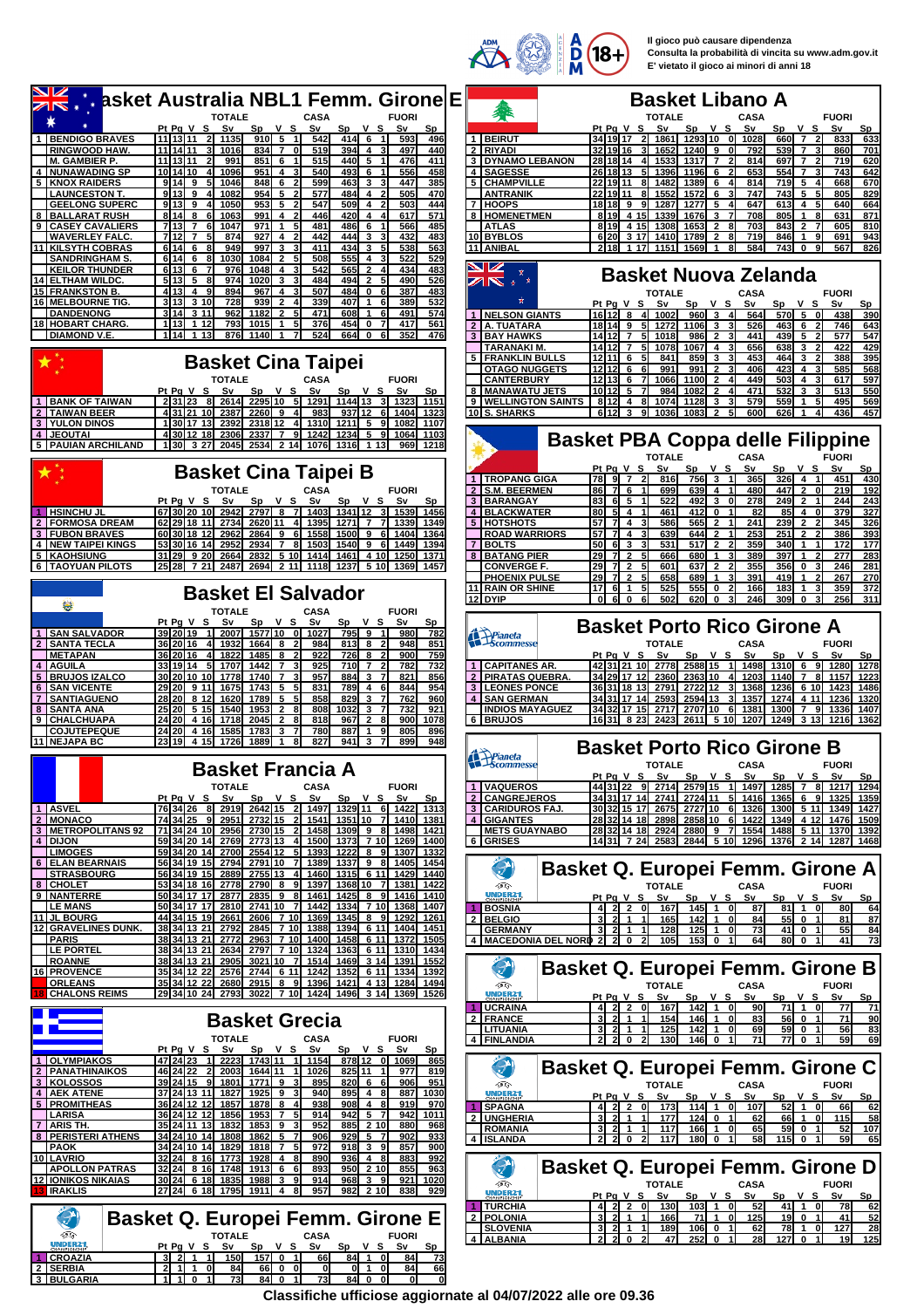Il gioco può causare dipendenza
Consulta la probabilità di vincita su www.adm.gov.it
E' vietato il gioco ai minori di anni 18

## Basket Australia NBL1 Femm. Girone E

| | | TOTALE | | | | | | CASA | | | | FUORI | | | |
|---|---|---|---|---|---|---|---|---|---|---|---|---|---|---|---|
| | | Pt | Pg | V | S | Sv | Sp | V | S | Sv | Sp | V | S | Sv | Sp |
| 1 | BENDIGO BRAVES | 11 | 13 | 11 | 2 | 1135 | 910 | 5 | 1 | 542 | 414 | 6 | 1 | 593 | 496 |
| | RINGWOOD HAW. | 11 | 14 | 11 | 3 | 1016 | 834 | 7 | 0 | 519 | 394 | 4 | 3 | 497 | 440 |
| | M. GAMBIER P. | 11 | 13 | 11 | 2 | 991 | 851 | 6 | 1 | 515 | 440 | 5 | 1 | 476 | 411 |
| 4 | NUNAWADING SP | 10 | 14 | 10 | 4 | 1096 | 951 | 4 | 3 | 540 | 493 | 6 | 1 | 556 | 458 |
| 5 | KNOX RAIDERS | 9 | 14 | 9 | 5 | 1046 | 848 | 6 | 2 | 599 | 463 | 3 | 3 | 447 | 385 |
| | LAUNCESTON T. | 9 | 13 | 9 | 4 | 1082 | 954 | 5 | 2 | 577 | 484 | 4 | 2 | 505 | 470 |
| | GEELONG SUPERC | 9 | 13 | 9 | 4 | 1050 | 953 | 5 | 2 | 547 | 509 | 4 | 2 | 503 | 444 |
| 8 | BALLARAT RUSH | 8 | 14 | 8 | 6 | 1063 | 991 | 4 | 2 | 446 | 420 | 4 | 4 | 617 | 571 |
| 9 | CASEY CAVALIERS | 7 | 13 | 7 | 6 | 1047 | 971 | 1 | 5 | 481 | 486 | 6 | 1 | 566 | 485 |
| | WAVERLEY FALC. | 7 | 12 | 7 | 5 | 874 | 927 | 4 | 2 | 442 | 444 | 3 | 3 | 432 | 483 |
| 11 | KILSYTH COBRAS | 6 | 14 | 6 | 8 | 949 | 997 | 3 | 3 | 411 | 434 | 3 | 5 | 538 | 563 |
| | SANDRINGHAM S. | 6 | 14 | 6 | 8 | 1030 | 1084 | 2 | 5 | 508 | 555 | 4 | 3 | 522 | 529 |
| | KEILOR THUNDER | 6 | 13 | 6 | 7 | 976 | 1048 | 4 | 3 | 542 | 565 | 2 | 4 | 434 | 483 |
| 14 | ELTHAM WILDC. | 5 | 13 | 5 | 8 | 974 | 1020 | 3 | 3 | 484 | 494 | 2 | 5 | 490 | 526 |
| 15 | FRANKSTON B. | 4 | 13 | 4 | 9 | 894 | 967 | 4 | 3 | 507 | 484 | 0 | 6 | 387 | 483 |
| 16 | MELBOURNE TIG. | 3 | 13 | 3 | 10 | 728 | 939 | 2 | 4 | 339 | 407 | 1 | 6 | 389 | 532 |
| | DANDENONG | 3 | 14 | 3 | 11 | 962 | 1182 | 2 | 5 | 471 | 608 | 1 | 6 | 491 | 574 |
| 18 | HOBART CHARG. | 1 | 13 | 1 | 12 | 793 | 1015 | 1 | 5 | 376 | 454 | 0 | 7 | 417 | 561 |
| | DIAMOND V.E. | 1 | 14 | 1 | 13 | 876 | 1140 | 1 | 7 | 524 | 664 | 0 | 6 | 352 | 476 |

## Basket Cina Taipei

| | | TOTALE | | | | | | CASA | | | | FUORI | | | |
|---|---|---|---|---|---|---|---|---|---|---|---|---|---|---|---|
| | | Pt | Pg | V | S | Sv | Sp | V | S | Sv | Sp | V | S | Sv | Sp |
| 1 | BANK OF TAIWAN | 2 | 31 | 23 | 8 | 2614 | 2295 | 10 | 5 | 1291 | 1144 | 13 | 3 | 1323 | 1151 |
| 2 | TAIWAN BEER | 4 | 31 | 21 | 10 | 2387 | 2260 | 9 | 4 | 983 | 937 | 12 | 6 | 1404 | 1323 |
| 3 | YULON DINOS | 1 | 30 | 17 | 13 | 2392 | 2318 | 12 | 4 | 1310 | 1211 | 5 | 9 | 1082 | 1107 |
| 4 | JEOUTAI | 4 | 30 | 12 | 18 | 2306 | 2337 | 7 | 9 | 1242 | 1234 | 5 | 9 | 1064 | 1103 |
| 5 | PAUIAN ARCHILAND | 1 | 30 | 3 | 27 | 2045 | 2534 | 2 | 14 | 1076 | 1316 | 1 | 13 | 969 | 1218 |

## Basket Cina Taipei B

| | | TOTALE | | | | | | CASA | | | | FUORI | | | |
|---|---|---|---|---|---|---|---|---|---|---|---|---|---|---|---|
| | | Pt | Pg | V | S | Sv | Sp | V | S | Sv | Sp | V | S | Sv | Sp |
| 1 | HSINCHU JL | 67 | 30 | 20 | 10 | 2942 | 2797 | 8 | 7 | 1403 | 1341 | 12 | 3 | 1539 | 1456 |
| 2 | FORMOSA DREAM | 62 | 29 | 18 | 11 | 2734 | 2620 | 11 | 4 | 1395 | 1271 | 7 | 7 | 1339 | 1349 |
| 3 | FUBON BRAVES | 60 | 30 | 18 | 12 | 2962 | 2864 | 9 | 6 | 1558 | 1500 | 9 | 6 | 1404 | 1364 |
| 4 | NEW TAIPEI KINGS | 53 | 30 | 16 | 14 | 2952 | 2934 | 7 | 8 | 1503 | 1540 | 9 | 6 | 1449 | 1394 |
| 5 | KAOHSIUNG | 31 | 29 | 9 | 20 | 2664 | 2832 | 5 | 10 | 1414 | 1461 | 4 | 10 | 1250 | 1371 |
| 6 | TAOYUAN PILOTS | 25 | 28 | 7 | 21 | 2487 | 2694 | 2 | 11 | 1118 | 1237 | 5 | 10 | 1369 | 1457 |

## Basket El Salvador

| | | TOTALE | | | | | | CASA | | | | FUORI | | | |
|---|---|---|---|---|---|---|---|---|---|---|---|---|---|---|---|
| | | Pt | Pg | V | S | Sv | Sp | V | S | Sv | Sp | V | S | Sv | Sp |
| 1 | SAN SALVADOR | 39 | 20 | 19 | 1 | 2007 | 1577 | 10 | 0 | 1027 | 795 | 9 | 1 | 980 | 782 |
| 2 | SANTA TECLA | 36 | 20 | 16 | 4 | 1932 | 1664 | 8 | 2 | 984 | 813 | 8 | 2 | 948 | 851 |
| | METAPAN | 36 | 20 | 16 | 4 | 1822 | 1485 | 8 | 2 | 922 | 726 | 8 | 2 | 900 | 759 |
| 4 | AGUILA | 33 | 19 | 14 | 5 | 1707 | 1442 | 7 | 3 | 925 | 710 | 7 | 2 | 782 | 732 |
| 5 | BRUJOS IZALCO | 30 | 20 | 10 | 10 | 1778 | 1740 | 7 | 3 | 957 | 884 | 3 | 7 | 821 | 856 |
| 6 | SAN VICENTE | 29 | 20 | 9 | 11 | 1675 | 1743 | 5 | 5 | 831 | 789 | 4 | 6 | 844 | 954 |
| 7 | SANTIAGUENO | 28 | 20 | 8 | 12 | 1620 | 1789 | 5 | 5 | 858 | 829 | 3 | 7 | 762 | 960 |
| 8 | SANTA ANA | 25 | 20 | 5 | 15 | 1540 | 1953 | 2 | 8 | 808 | 1032 | 3 | 7 | 732 | 921 |
| 9 | CHALCHUAPA | 24 | 20 | 4 | 16 | 1718 | 2045 | 2 | 8 | 818 | 967 | 2 | 8 | 900 | 1078 |
| | COJUTEPEQUE | 24 | 20 | 4 | 16 | 1585 | 1783 | 3 | 7 | 780 | 887 | 1 | 9 | 805 | 896 |
| 11 | NEJAPA BC | 23 | 19 | 4 | 15 | 1726 | 1889 | 1 | 8 | 827 | 941 | 3 | 7 | 899 | 948 |

## Basket Francia A

| | | TOTALE | | | | | | CASA | | | | FUORI | | | |
|---|---|---|---|---|---|---|---|---|---|---|---|---|---|---|---|
| | | Pt | Pg | V | S | Sv | Sp | V | S | Sv | Sp | V | S | Sv | Sp |
| 1 | ASVEL | 76 | 34 | 26 | 8 | 2919 | 2642 | 15 | 2 | 1497 | 1329 | 11 | 6 | 1422 | 1313 |
| 2 | MONACO | 74 | 34 | 25 | 9 | 2951 | 2732 | 15 | 2 | 1541 | 1351 | 10 | 7 | 1410 | 1381 |
| 3 | METROPOLITANS 92 | 71 | 34 | 24 | 10 | 2956 | 2730 | 15 | 2 | 1458 | 1309 | 9 | 8 | 1498 | 1421 |
| 4 | DIJON | 59 | 34 | 20 | 14 | 2769 | 2773 | 13 | 4 | 1500 | 1373 | 7 | 10 | 1269 | 1400 |
| | LIMOGES | 59 | 34 | 20 | 14 | 2700 | 2554 | 12 | 5 | 1393 | 1222 | 8 | 9 | 1307 | 1332 |
| 6 | ELAN BEARNAIS | 56 | 34 | 19 | 15 | 2794 | 2791 | 10 | 7 | 1389 | 1337 | 9 | 8 | 1405 | 1454 |
| | STRASBOURG | 56 | 34 | 19 | 15 | 2889 | 2755 | 13 | 4 | 1460 | 1315 | 6 | 11 | 1429 | 1440 |
| 8 | CHOLET | 53 | 34 | 18 | 16 | 2778 | 2790 | 8 | 9 | 1397 | 1368 | 10 | 7 | 1381 | 1422 |
| 9 | NANTERRE | 50 | 34 | 17 | 17 | 2877 | 2835 | 9 | 8 | 1461 | 1425 | 8 | 9 | 1416 | 1410 |
| | LE MANS | 50 | 34 | 17 | 17 | 2810 | 2741 | 10 | 7 | 1442 | 1334 | 7 | 10 | 1368 | 1407 |
| 11 | JL BOURG | 44 | 34 | 15 | 19 | 2661 | 2606 | 7 | 10 | 1369 | 1345 | 8 | 9 | 1292 | 1261 |
| 12 | GRAVELINES DUNK. | 38 | 34 | 13 | 21 | 2792 | 2965 | 7 | 10 | 1388 | 1394 | 6 | 11 | 1404 | 1451 |
| | PARIS | 38 | 34 | 13 | 21 | 2772 | 2963 | 7 | 10 | 1400 | 1458 | 6 | 11 | 1372 | 1505 |
| | LE PORTEL | 38 | 34 | 13 | 21 | 2634 | 2797 | 7 | 10 | 1324 | 1363 | 6 | 11 | 1310 | 1434 |
| | ROANNE | 38 | 34 | 13 | 21 | 2905 | 3021 | 10 | 7 | 1514 | 1469 | 3 | 14 | 1391 | 1552 |
| 16 | PROVENCE | 35 | 34 | 12 | 22 | 2576 | 2744 | 6 | 11 | 1242 | 1352 | 6 | 11 | 1334 | 1392 |
| | ORLEANS | 35 | 34 | 12 | 22 | 2680 | 2915 | 8 | 9 | 1396 | 1421 | 4 | 13 | 1284 | 1494 |
| 18 | CHALONS REIMS | 29 | 34 | 10 | 24 | 2793 | 3022 | 7 | 10 | 1424 | 1496 | 3 | 14 | 1369 | 1526 |

## Basket Grecia

| | | TOTALE | | | | | | CASA | | | | FUORI | | | |
|---|---|---|---|---|---|---|---|---|---|---|---|---|---|---|---|
| | | Pt | Pg | V | S | Sv | Sp | V | S | Sv | Sp | V | S | Sv | Sp |
| 1 | OLYMPIAKOS | 47 | 24 | 23 | 1 | 2223 | 1743 | 11 | 1 | 1154 | 878 | 12 | 0 | 1069 | 865 |
| 2 | PANATHINAIKOS | 46 | 24 | 22 | 2 | 2003 | 1644 | 11 | 1 | 1026 | 825 | 11 | 1 | 977 | 819 |
| 3 | KOLOSSOS | 39 | 24 | 15 | 9 | 1801 | 1771 | 9 | 3 | 895 | 820 | 6 | 6 | 906 | 951 |
| 4 | AEK ATENE | 37 | 24 | 13 | 11 | 1827 | 1925 | 9 | 3 | 940 | 895 | 4 | 8 | 887 | 1030 |
| 5 | PROMITHEAS | 36 | 24 | 12 | 12 | 1857 | 1878 | 8 | 4 | 938 | 908 | 4 | 8 | 919 | 970 |
| | LARISA | 36 | 24 | 12 | 12 | 1856 | 1953 | 7 | 5 | 914 | 942 | 5 | 7 | 942 | 1011 |
| 7 | ARIS TH. | 35 | 24 | 11 | 13 | 1832 | 1853 | 9 | 3 | 952 | 885 | 2 | 10 | 880 | 968 |
| 8 | PERISTERI ATHENS | 34 | 24 | 10 | 14 | 1808 | 1862 | 5 | 7 | 906 | 929 | 5 | 7 | 902 | 933 |
| | PAOK | 34 | 24 | 10 | 14 | 1829 | 1818 | 7 | 5 | 972 | 918 | 3 | 9 | 857 | 900 |
| 10 | LAVRIO | 32 | 24 | 8 | 16 | 1773 | 1928 | 4 | 8 | 890 | 936 | 4 | 8 | 883 | 992 |
| | APOLLON PATRAS | 32 | 24 | 8 | 16 | 1748 | 1913 | 6 | 6 | 893 | 950 | 2 | 10 | 855 | 963 |
| 12 | IONIKOS NIKAIAS | 30 | 24 | 6 | 18 | 1835 | 1988 | 3 | 9 | 914 | 968 | 3 | 9 | 921 | 1020 |
| 13 | IRAKLIS | 27 | 24 | 6 | 18 | 1795 | 1911 | 4 | 8 | 957 | 982 | 2 | 10 | 838 | 929 |

## Basket Q. Europei Femm. Girone E

| | | TOTALE | | | | | | CASA | | | | FUORI | | | |
|---|---|---|---|---|---|---|---|---|---|---|---|---|---|---|---|
| | | Pt | Pg | V | S | Sv | Sp | V | S | Sv | Sp | V | S | Sv | Sp |
| 1 | CROAZIA | 3 | 2 | 1 | 1 | 150 | 157 | 0 | 1 | 66 | 84 | 1 | 0 | 84 | 73 |
| 2 | SERBIA | 2 | 1 | 1 | 0 | 84 | 66 | 0 | 0 | 0 | 0 | 1 | 0 | 84 | 66 |
| 3 | BULGARIA | 1 | 1 | 0 | 1 | 73 | 84 | 0 | 1 | 73 | 84 | 0 | 0 | 0 | 0 |

## Basket Libano A

| | | TOTALE | | | | | | CASA | | | | FUORI | | | |
|---|---|---|---|---|---|---|---|---|---|---|---|---|---|---|---|
| | | Pt | Pg | V | S | Sv | Sp | V | S | Sv | Sp | V | S | Sv | Sp |
| 1 | BEIRUT | 34 | 19 | 17 | 2 | 1861 | 1293 | 10 | 0 | 1028 | 660 | 7 | 2 | 833 | 633 |
| 2 | RIYADI | 32 | 19 | 16 | 3 | 1652 | 1240 | 9 | 0 | 792 | 539 | 7 | 3 | 860 | 701 |
| 3 | DYNAMO LEBANON | 28 | 18 | 14 | 4 | 1533 | 1317 | 7 | 2 | 814 | 697 | 7 | 2 | 719 | 620 |
| 4 | SAGESSE | 26 | 18 | 13 | 5 | 1396 | 1196 | 6 | 2 | 653 | 554 | 7 | 3 | 743 | 642 |
| 5 | CHAMPVILLE | 22 | 19 | 11 | 8 | 1482 | 1389 | 6 | 4 | 814 | 719 | 5 | 4 | 668 | 670 |
| | ANTRANIK | 22 | 19 | 11 | 8 | 1552 | 1572 | 6 | 3 | 747 | 743 | 5 | 5 | 805 | 829 |
| 7 | HOOPS | 18 | 18 | 9 | 9 | 1287 | 1277 | 5 | 4 | 647 | 613 | 4 | 5 | 640 | 664 |
| 8 | HOMENETMEN | 8 | 19 | 4 | 15 | 1339 | 1676 | 3 | 7 | 708 | 805 | 1 | 8 | 631 | 871 |
| | ATLAS | 8 | 19 | 4 | 15 | 1308 | 1653 | 2 | 8 | 703 | 843 | 2 | 7 | 605 | 810 |
| 10 | BYBLOS | 6 | 20 | 3 | 17 | 1410 | 1789 | 2 | 8 | 719 | 846 | 1 | 9 | 691 | 943 |
| 11 | ANIBAL | 2 | 18 | 1 | 17 | 1151 | 1569 | 1 | 8 | 584 | 743 | 0 | 9 | 567 | 826 |

## Basket Nuova Zelanda

| | | TOTALE | | | | | | CASA | | | | FUORI | | | |
|---|---|---|---|---|---|---|---|---|---|---|---|---|---|---|---|
| | | Pt | Pg | V | S | Sv | Sp | V | S | Sv | Sp | V | S | Sv | Sp |
| 1 | NELSON GIANTS | 16 | 12 | 8 | 4 | 1002 | 960 | 3 | 4 | 564 | 570 | 5 | 0 | 438 | 390 |
| 2 | A. TUATARA | 18 | 14 | 9 | 5 | 1272 | 1106 | 3 | 3 | 526 | 463 | 6 | 2 | 746 | 643 |
| 3 | BAY HAWKS | 14 | 12 | 7 | 5 | 1018 | 986 | 2 | 3 | 441 | 439 | 5 | 2 | 577 | 547 |
| | TARANAKI M. | 14 | 12 | 7 | 5 | 1078 | 1067 | 4 | 3 | 656 | 638 | 3 | 2 | 422 | 429 |
| 5 | FRANKLIN BULLS | 12 | 11 | 6 | 5 | 841 | 859 | 3 | 3 | 453 | 464 | 3 | 2 | 388 | 395 |
| | OTAGO NUGGETS | 12 | 12 | 6 | 6 | 991 | 991 | 2 | 3 | 406 | 423 | 4 | 3 | 585 | 568 |
| | CANTERBURY | 12 | 13 | 6 | 7 | 1066 | 1100 | 2 | 4 | 449 | 503 | 4 | 3 | 617 | 597 |
| 8 | MANAWATU JETS | 10 | 12 | 5 | 7 | 984 | 1082 | 2 | 4 | 471 | 532 | 3 | 3 | 513 | 550 |
| 9 | WELLINGTON SAINTS | 8 | 12 | 4 | 8 | 1074 | 1128 | 3 | 3 | 579 | 559 | 1 | 5 | 495 | 569 |
| 10 | S. SHARKS | 6 | 12 | 3 | 9 | 1036 | 1083 | 2 | 5 | 600 | 626 | 1 | 4 | 436 | 457 |

## Basket PBA Coppa delle Filippine

| | | TOTALE | | | | | | CASA | | | | FUORI | | | |
|---|---|---|---|---|---|---|---|---|---|---|---|---|---|---|---|
| | | Pt | Pg | V | S | Sv | Sp | V | S | Sv | Sp | V | S | Sv | Sp |
| 1 | TROPANG GIGA | 78 | 9 | 7 | 2 | 816 | 756 | 3 | 1 | 365 | 326 | 4 | 1 | 451 | 430 |
| 2 | S.M. BEERMEN | 86 | 7 | 6 | 1 | 699 | 639 | 4 | 1 | 480 | 447 | 2 | 0 | 219 | 192 |
| 3 | BARANGAY | 83 | 6 | 5 | 1 | 522 | 492 | 3 | 0 | 278 | 249 | 2 | 1 | 244 | 243 |
| 4 | BLACKWATER | 80 | 5 | 4 | 1 | 461 | 412 | 0 | 1 | 82 | 85 | 4 | 0 | 379 | 327 |
| 5 | HOTSHOTS | 57 | 7 | 4 | 3 | 586 | 565 | 2 | 1 | 241 | 239 | 2 | 2 | 345 | 326 |
| | ROAD WARRIORS | 57 | 7 | 4 | 3 | 639 | 644 | 2 | 1 | 253 | 251 | 2 | 2 | 386 | 393 |
| 7 | BOLTS | 50 | 6 | 3 | 3 | 531 | 517 | 2 | 2 | 359 | 340 | 1 | 1 | 172 | 177 |
| 8 | BATANG PIER | 29 | 7 | 2 | 5 | 666 | 680 | 1 | 3 | 389 | 397 | 1 | 2 | 277 | 283 |
| | CONVERGE F. | 29 | 7 | 2 | 5 | 601 | 637 | 2 | 2 | 355 | 356 | 0 | 3 | 246 | 281 |
| | PHOENIX PULSE | 29 | 7 | 2 | 5 | 658 | 689 | 1 | 3 | 391 | 419 | 1 | 2 | 267 | 270 |
| 11 | RAIN OR SHINE | 17 | 6 | 1 | 5 | 525 | 555 | 0 | 2 | 166 | 183 | 1 | 3 | 359 | 372 |
| 12 | DYIP | 0 | 6 | 0 | 6 | 502 | 620 | 0 | 3 | 246 | 309 | 0 | 3 | 256 | 311 |

## Basket Porto Rico Girone A

| | | TOTALE | | | | | | CASA | | | | FUORI | | | |
|---|---|---|---|---|---|---|---|---|---|---|---|---|---|---|---|
| | | Pt | Pg | V | S | Sv | Sp | V | S | Sv | Sp | V | S | Sv | Sp |
| 1 | CAPITANES AR. | 42 | 31 | 21 | 10 | 2778 | 2588 | 15 | 1 | 1498 | 1310 | 6 | 9 | 1280 | 1278 |
| 2 | PIRATAS QUEBRA. | 34 | 29 | 17 | 12 | 2360 | 2363 | 10 | 4 | 1203 | 1140 | 7 | 8 | 1157 | 1223 |
| 3 | LEONES PONCE | 36 | 31 | 18 | 13 | 2791 | 2722 | 12 | 3 | 1368 | 1236 | 6 | 10 | 1423 | 1486 |
| 4 | SAN GERMAN | 34 | 31 | 17 | 14 | 2593 | 2594 | 13 | 3 | 1357 | 1274 | 4 | 11 | 1236 | 1320 |
| | INDIOS MAYAGUEZ | 34 | 32 | 17 | 15 | 2717 | 2707 | 10 | 6 | 1381 | 1300 | 7 | 9 | 1336 | 1407 |
| 6 | BRUJOS | 16 | 31 | 8 | 23 | 2423 | 2611 | 5 | 10 | 1207 | 1249 | 3 | 13 | 1216 | 1362 |

## Basket Porto Rico Girone B

| | | TOTALE | | | | | | CASA | | | | FUORI | | | |
|---|---|---|---|---|---|---|---|---|---|---|---|---|---|---|---|
| | | Pt | Pg | V | S | Sv | Sp | V | S | Sv | Sp | V | S | Sv | Sp |
| 1 | VAQUEROS | 44 | 31 | 22 | 9 | 2714 | 2579 | 15 | 1 | 1497 | 1285 | 7 | 8 | 1217 | 1294 |
| 2 | CANGREJEROS | 34 | 31 | 17 | 14 | 2741 | 2724 | 11 | 5 | 1416 | 1365 | 6 | 9 | 1325 | 1359 |
| 3 | CARIDUROS FAJ. | 30 | 32 | 15 | 17 | 2675 | 2727 | 10 | 6 | 1326 | 1300 | 5 | 11 | 1349 | 1427 |
| 4 | GIGANTES | 28 | 32 | 14 | 18 | 2898 | 2858 | 10 | 6 | 1422 | 1349 | 4 | 12 | 1476 | 1509 |
| | METS GUAYNABO | 28 | 32 | 14 | 18 | 2924 | 2880 | 9 | 7 | 1554 | 1488 | 5 | 11 | 1370 | 1392 |
| 6 | GRISES | 14 | 31 | 7 | 24 | 2583 | 2844 | 5 | 10 | 1296 | 1376 | 2 | 14 | 1287 | 1468 |

## Basket Q. Europei Femm. Girone A

| | | TOTALE | | | | | | CASA | | | | FUORI | | | |
|---|---|---|---|---|---|---|---|---|---|---|---|---|---|---|---|
| | | Pt | Pg | V | S | Sv | Sp | V | S | Sv | Sp | V | S | Sv | Sp |
| 1 | BOSNIA | 4 | 2 | 2 | 0 | 167 | 145 | 1 | 0 | 87 | 81 | 1 | 0 | 80 | 64 |
| 2 | BELGIO | 3 | 2 | 1 | 1 | 165 | 142 | 1 | 0 | 84 | 55 | 0 | 1 | 81 | 87 |
| | GERMANY | 3 | 2 | 1 | 1 | 128 | 125 | 1 | 0 | 73 | 41 | 0 | 1 | 55 | 84 |
| 4 | MACEDONIA DEL NORD | 2 | 2 | 0 | 2 | 105 | 153 | 0 | 1 | 64 | 80 | 0 | 1 | 41 | 73 |

## Basket Q. Europei Femm. Girone B

| | | TOTALE | | | | | | CASA | | | | FUORI | | | |
|---|---|---|---|---|---|---|---|---|---|---|---|---|---|---|---|
| | | Pt | Pg | V | S | Sv | Sp | V | S | Sv | Sp | V | S | Sv | Sp |
| 1 | UCRAINA | 4 | 2 | 2 | 0 | 167 | 142 | 1 | 0 | 90 | 71 | 1 | 0 | 77 | 71 |
| 2 | FRANCE | 3 | 2 | 1 | 1 | 154 | 146 | 1 | 0 | 83 | 56 | 0 | 1 | 71 | 90 |
| | LITUANIA | 3 | 2 | 1 | 1 | 125 | 142 | 1 | 0 | 69 | 59 | 0 | 1 | 56 | 83 |
| 4 | FINLANDIA | 2 | 2 | 0 | 2 | 130 | 146 | 0 | 1 | 71 | 77 | 0 | 1 | 59 | 69 |

## Basket Q. Europei Femm. Girone C

| | | TOTALE | | | | | | CASA | | | | FUORI | | | |
|---|---|---|---|---|---|---|---|---|---|---|---|---|---|---|---|
| | | Pt | Pg | V | S | Sv | Sp | V | S | Sv | Sp | V | S | Sv | Sp |
| 1 | SPAGNA | 4 | 2 | 2 | 0 | 173 | 114 | 1 | 0 | 107 | 52 | 1 | 0 | 66 | 62 |
| 2 | UNGHERIA | 3 | 2 | 1 | 1 | 177 | 124 | 0 | 1 | 62 | 66 | 1 | 0 | 115 | 58 |
| | ROMANIA | 3 | 2 | 1 | 1 | 117 | 166 | 1 | 0 | 65 | 59 | 0 | 1 | 52 | 107 |
| 4 | ISLANDA | 2 | 2 | 0 | 2 | 117 | 180 | 0 | 1 | 58 | 115 | 0 | 1 | 59 | 65 |

## Basket Q. Europei Femm. Girone D

| | | TOTALE | | | | | | CASA | | | | FUORI | | | |
|---|---|---|---|---|---|---|---|---|---|---|---|---|---|---|---|
| | | Pt | Pg | V | S | Sv | Sp | V | S | Sv | Sp | V | S | Sv | Sp |
| 1 | TURCHIA | 4 | 2 | 2 | 0 | 130 | 103 | 1 | 0 | 52 | 41 | 1 | 0 | 78 | 62 |
| 2 | POLONIA | 3 | 2 | 1 | 1 | 166 | 71 | 1 | 0 | 125 | 19 | 0 | 1 | 41 | 52 |
| | SLOVENIA | 3 | 2 | 1 | 1 | 189 | 106 | 0 | 1 | 62 | 78 | 1 | 0 | 127 | 28 |
| 4 | ALBANIA | 2 | 2 | 0 | 2 | 47 | 252 | 0 | 1 | 28 | 127 | 0 | 1 | 19 | 125 |

**Classifiche ufficiose aggiornate al 04/07/2022 alle ore 09.36**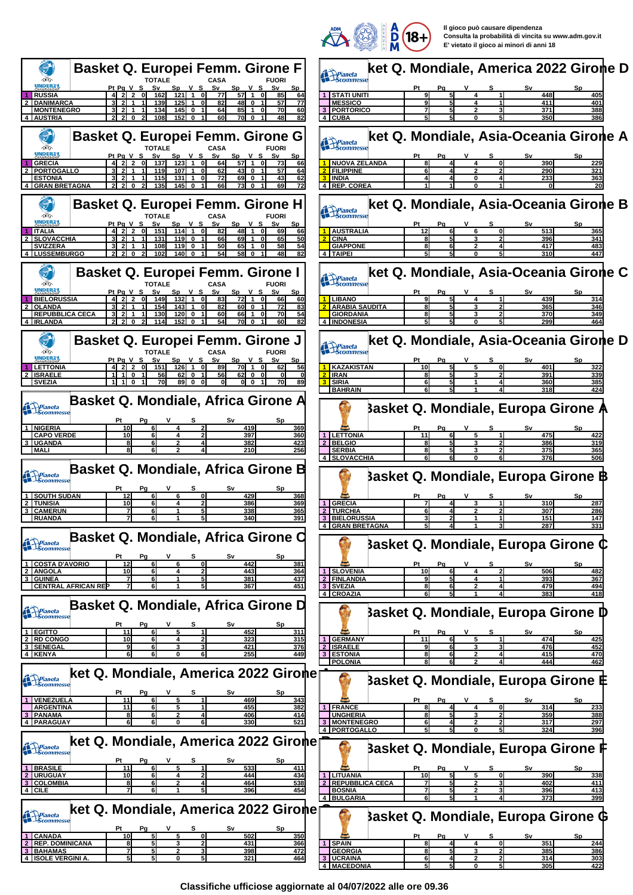Il gioco può causare dipendenza
Consulta la probabilità di vincita su www.adm.gov.it
E' vietato il gioco ai minori di anni 18

## Basket Q. Europei Femm. Girone F

| | | TOTALE | | | | | | CASA | | | | FUORI | | | |
|---|---|---|---|---|---|---|---|---|---|---|---|---|---|---|---|
| | | Pt | Pg | V | S | Sv | Sp | V | S | Sv | Sp | V | S | Sv | Sp |
| 1 | RUSSIA | 4 | 2 | 2 | 0 | 162 | 121 | 1 | 0 | 77 | 57 | 1 | 0 | 85 | 64 |
| 2 | DANIMARCA | 3 | 2 | 1 | 1 | 139 | 125 | 1 | 0 | 82 | 48 | 0 | 1 | 57 | 77 |
| | MONTENEGRO | 3 | 2 | 1 | 1 | 134 | 145 | 0 | 1 | 64 | 85 | 1 | 0 | 70 | 60 |
| 4 | AUSTRIA | 2 | 2 | 0 | 2 | 108 | 152 | 0 | 1 | 60 | 70 | 0 | 1 | 48 | 82 |

## Basket Q. Europei Femm. Girone G

| | | TOTALE | | | | | | CASA | | | | FUORI | | | |
|---|---|---|---|---|---|---|---|---|---|---|---|---|---|---|---|
| | | Pt | Pg | V | S | Sv | Sp | V | S | Sv | Sp | V | S | Sv | Sp |
| 1 | GRECIA | 4 | 2 | 2 | 0 | 137 | 123 | 1 | 0 | 64 | 57 | 1 | 0 | 73 | 66 |
| 2 | PORTOGALLO | 3 | 2 | 1 | 1 | 119 | 107 | 1 | 0 | 62 | 43 | 0 | 1 | 57 | 64 |
| | ESTONIA | 3 | 2 | 1 | 1 | 115 | 131 | 1 | 0 | 72 | 69 | 0 | 1 | 43 | 62 |
| 4 | GRAN BRETAGNA | 2 | 2 | 0 | 2 | 135 | 145 | 0 | 1 | 66 | 73 | 0 | 1 | 69 | 72 |

## Basket Q. Europei Femm. Girone H

| | | TOTALE | | | | | | CASA | | | | FUORI | | | |
|---|---|---|---|---|---|---|---|---|---|---|---|---|---|---|---|
| | | Pt | Pg | V | S | Sv | Sp | V | S | Sv | Sp | V | S | Sv | Sp |
| 1 | ITALIA | 4 | 2 | 2 | 0 | 151 | 114 | 1 | 0 | 82 | 48 | 1 | 0 | 69 | 66 |
| 2 | SLOVACCHIA | 3 | 2 | 1 | 1 | 131 | 119 | 0 | 1 | 66 | 69 | 1 | 0 | 65 | 50 |
| | SVIZZERA | 3 | 2 | 1 | 1 | 108 | 119 | 0 | 1 | 50 | 65 | 1 | 0 | 58 | 54 |
| 4 | LUSSEMBURGO | 2 | 2 | 0 | 2 | 102 | 140 | 0 | 1 | 54 | 58 | 0 | 1 | 48 | 82 |

## Basket Q. Europei Femm. Girone I

| | | TOTALE | | | | | | CASA | | | | FUORI | | | |
|---|---|---|---|---|---|---|---|---|---|---|---|---|---|---|---|
| | | Pt | Pg | V | S | Sv | Sp | V | S | Sv | Sp | V | S | Sv | Sp |
| 1 | BIELORUSSIA | 4 | 2 | 2 | 0 | 149 | 132 | 1 | 0 | 83 | 72 | 1 | 0 | 66 | 60 |
| 2 | OLANDA | 3 | 2 | 1 | 1 | 154 | 143 | 1 | 0 | 82 | 60 | 0 | 1 | 72 | 83 |
| | REPUBBLICA CECA | 3 | 2 | 1 | 1 | 130 | 120 | 0 | 1 | 60 | 66 | 1 | 0 | 70 | 54 |
| 4 | IRLANDA | 2 | 2 | 0 | 2 | 114 | 152 | 0 | 1 | 54 | 70 | 0 | 1 | 60 | 82 |

## Basket Q. Europei Femm. Girone J

| | | TOTALE | | | | | | CASA | | | | FUORI | | | |
|---|---|---|---|---|---|---|---|---|---|---|---|---|---|---|---|
| | | Pt | Pg | V | S | Sv | Sp | V | S | Sv | Sp | V | S | Sv | Sp |
| 1 | LETTONIA | 4 | 2 | 2 | 0 | 151 | 126 | 1 | 0 | 89 | 70 | 1 | 0 | 62 | 56 |
| 2 | ISRAELE | 1 | 1 | 0 | 1 | 56 | 62 | 0 | 1 | 56 | 62 | 0 | 0 | 0 | 0 |
| | SVEZIA | 1 | 1 | 0 | 1 | 70 | 89 | 0 | 0 | 0 | 0 | 0 | 1 | 70 | 89 |

## Basket Q. Mondiale, Africa Girone A

| | | Pt | Pg | V | S | Sv | Sp |
|---|---|---|---|---|---|---|---|
| 1 | NIGERIA | 10 | 6 | 4 | 2 | 419 | 369 |
| | CAPO VERDE | 10 | 6 | 4 | 2 | 397 | 360 |
| 3 | UGANDA | 8 | 6 | 2 | 4 | 382 | 423 |
| | MALI | 8 | 6 | 2 | 4 | 210 | 256 |

## Basket Q. Mondiale, Africa Girone B

| | | Pt | Pg | V | S | Sv | Sp |
|---|---|---|---|---|---|---|---|
| 1 | SOUTH SUDAN | 12 | 6 | 6 | 0 | 429 | 368 |
| 2 | TUNISIA | 10 | 6 | 4 | 2 | 386 | 369 |
| 3 | CAMERUN | 7 | 6 | 1 | 5 | 338 | 365 |
| | RUANDA | 7 | 6 | 1 | 5 | 340 | 391 |

## Basket Q. Mondiale, Africa Girone C

| | | Pt | Pg | V | S | Sv | Sp |
|---|---|---|---|---|---|---|---|
| 1 | COSTA D'AVORIO | 12 | 6 | 6 | 0 | 442 | 381 |
| 2 | ANGOLA | 10 | 6 | 4 | 2 | 443 | 364 |
| 3 | GUINEA | 7 | 6 | 1 | 5 | 381 | 437 |
| | CENTRAL AFRICAN REP | 7 | 6 | 1 | 5 | 367 | 451 |

## Basket Q. Mondiale, Africa Girone D

| | | Pt | Pg | V | S | Sv | Sp |
|---|---|---|---|---|---|---|---|
| 1 | EGITTO | 11 | 6 | 5 | 1 | 452 | 311 |
| 2 | RD CONGO | 10 | 6 | 4 | 2 | 323 | 315 |
| 3 | SENEGAL | 9 | 6 | 3 | 3 | 421 | 376 |
| 4 | KENYA | 6 | 6 | 0 | 6 | 255 | 449 |

## Basket Q. Mondiale, America 2022 Girone A

| | | Pt | Pg | V | S | Sv | Sp |
|---|---|---|---|---|---|---|---|
| 1 | VENEZUELA | 11 | 6 | 5 | 1 | 469 | 343 |
| | ARGENTINA | 11 | 6 | 5 | 1 | 455 | 382 |
| 3 | PANAMA | 8 | 6 | 2 | 4 | 406 | 414 |
| 4 | PARAGUAY | 6 | 6 | 0 | 6 | 330 | 521 |

## Basket Q. Mondiale, America 2022 Girone B

| | | Pt | Pg | V | S | Sv | Sp |
|---|---|---|---|---|---|---|---|
| 1 | BRASILE | 11 | 6 | 5 | 1 | 533 | 411 |
| 2 | URUGUAY | 10 | 6 | 4 | 2 | 444 | 434 |
| 3 | COLOMBIA | 8 | 6 | 2 | 4 | 464 | 538 |
| 4 | CILE | 7 | 6 | 1 | 5 | 396 | 454 |

## Basket Q. Mondiale, America 2022 Girone C

| | | Pt | Pg | V | S | Sv | Sp |
|---|---|---|---|---|---|---|---|
| 1 | CANADA | 10 | 5 | 5 | 0 | 502 | 350 |
| 2 | REP. DOMINICANA | 8 | 5 | 3 | 2 | 431 | 366 |
| 3 | BAHAMAS | 7 | 5 | 2 | 3 | 398 | 472 |
| 4 | ISOLE VERGINI A. | 5 | 5 | 0 | 5 | 321 | 464 |

## Basket Q. Mondiale, America 2022 Girone D

| | | Pt | Pg | V | S | Sv | Sp |
|---|---|---|---|---|---|---|---|
| 1 | STATI UNITI | 9 | 5 | 4 | 1 | 448 | 405 |
| | MESSICO | 9 | 5 | 4 | 1 | 411 | 401 |
| 3 | PORTORICO | 7 | 5 | 2 | 3 | 371 | 388 |
| 4 | CUBA | 5 | 5 | 0 | 5 | 350 | 386 |

## Basket Q. Mondiale, Asia-Oceania Girone A

| | | Pt | Pg | V | S | Sv | Sp |
|---|---|---|---|---|---|---|---|
| 1 | NUOVA ZELANDA | 8 | 4 | 4 | 0 | 390 | 229 |
| 2 | FILIPPINE | 6 | 4 | 2 | 2 | 290 | 321 |
| 3 | INDIA | 4 | 4 | 0 | 4 | 233 | 363 |
| 4 | REP. COREA | 1 | 1 | 0 | 1 | 0 | 20 |

## Basket Q. Mondiale, Asia-Oceania Girone B

| | | Pt | Pg | V | S | Sv | Sp |
|---|---|---|---|---|---|---|---|
| 1 | AUSTRALIA | 12 | 6 | 6 | 0 | 513 | 365 |
| 2 | CINA | 8 | 5 | 3 | 2 | 396 | 341 |
| | GIAPPONE | 8 | 6 | 2 | 4 | 417 | 483 |
| 4 | TAIPEI | 5 | 5 | 0 | 5 | 310 | 447 |

## Basket Q. Mondiale, Asia-Oceania Girone C

| | | Pt | Pg | V | S | Sv | Sp |
|---|---|---|---|---|---|---|---|
| 1 | LIBANO | 9 | 5 | 4 | 1 | 439 | 314 |
| 2 | ARABIA SAUDITA | 8 | 5 | 3 | 2 | 365 | 346 |
| | GIORDANIA | 8 | 5 | 3 | 2 | 370 | 349 |
| 4 | INDONESIA | 5 | 5 | 0 | 5 | 299 | 464 |

## Basket Q. Mondiale, Asia-Oceania Girone D

| | | Pt | Pg | V | S | Sv | Sp |
|---|---|---|---|---|---|---|---|
| 1 | KAZAKISTAN | 10 | 5 | 5 | 0 | 401 | 322 |
| 2 | IRAN | 8 | 5 | 3 | 2 | 391 | 339 |
| 3 | SIRIA | 6 | 5 | 1 | 4 | 360 | 385 |
| | BAHRAIN | 6 | 5 | 1 | 4 | 318 | 424 |

## Basket Q. Mondiale, Europa Girone A

| | | Pt | Pg | V | S | Sv | Sp |
|---|---|---|---|---|---|---|---|
| 1 | LETTONIA | 11 | 6 | 5 | 1 | 475 | 422 |
| 2 | BELGIO | 8 | 5 | 3 | 2 | 386 | 319 |
| | SERBIA | 8 | 5 | 3 | 2 | 375 | 365 |
| 4 | SLOVACCHIA | 6 | 6 | 0 | 6 | 376 | 506 |

## Basket Q. Mondiale, Europa Girone B

| | | Pt | Pg | V | S | Sv | Sp |
|---|---|---|---|---|---|---|---|
| 1 | GRECIA | 7 | 4 | 3 | 1 | 310 | 287 |
| 2 | TURCHIA | 6 | 4 | 2 | 2 | 307 | 286 |
| 3 | BIELORUSSIA | 3 | 2 | 1 | 1 | 151 | 147 |
| 4 | GRAN BRETAGNA | 5 | 4 | 1 | 3 | 287 | 331 |

## Basket Q. Mondiale, Europa Girone C

| | | Pt | Pg | V | S | Sv | Sp |
|---|---|---|---|---|---|---|---|
| 1 | SLOVENIA | 10 | 6 | 4 | 2 | 506 | 482 |
| 2 | FINLANDIA | 9 | 5 | 4 | 1 | 393 | 367 |
| 3 | SVEZIA | 8 | 6 | 2 | 4 | 479 | 494 |
| 4 | CROAZIA | 6 | 5 | 1 | 4 | 383 | 418 |

## Basket Q. Mondiale, Europa Girone D

| | | Pt | Pg | V | S | Sv | Sp |
|---|---|---|---|---|---|---|---|
| 1 | GERMANY | 11 | 6 | 5 | 1 | 474 | 425 |
| 2 | ISRAELE | 9 | 6 | 3 | 3 | 476 | 452 |
| 3 | ESTONIA | 8 | 6 | 2 | 4 | 415 | 470 |
| | POLONIA | 8 | 6 | 2 | 4 | 444 | 462 |

## Basket Q. Mondiale, Europa Girone E

| | | Pt | Pg | V | S | Sv | Sp |
|---|---|---|---|---|---|---|---|
| 1 | FRANCE | 8 | 4 | 4 | 0 | 314 | 233 |
| | UNGHERIA | 8 | 5 | 3 | 2 | 359 | 388 |
| 3 | MONTENEGRO | 6 | 4 | 2 | 2 | 317 | 297 |
| 4 | PORTOGALLO | 5 | 5 | 0 | 5 | 324 | 396 |

## Basket Q. Mondiale, Europa Girone F

| | | Pt | Pg | V | S | Sv | Sp |
|---|---|---|---|---|---|---|---|
| 1 | LITUANIA | 10 | 5 | 5 | 0 | 390 | 338 |
| 2 | REPUBBLICA CECA | 7 | 5 | 2 | 3 | 402 | 411 |
| | BOSNIA | 7 | 5 | 2 | 3 | 396 | 413 |
| 4 | BULGARIA | 6 | 5 | 1 | 4 | 373 | 399 |

## Basket Q. Mondiale, Europa Girone G

| | | Pt | Pg | V | S | Sv | Sp |
|---|---|---|---|---|---|---|---|
| 1 | SPAIN | 8 | 4 | 4 | 0 | 351 | 244 |
| | GEORGIA | 8 | 5 | 3 | 2 | 385 | 386 |
| 3 | UCRAINA | 6 | 4 | 2 | 2 | 314 | 303 |
| 4 | MACEDONIA | 5 | 5 | 0 | 5 | 305 | 422 |

**Classifiche ufficiose aggiornate al 04/07/2022 alle ore 09.36**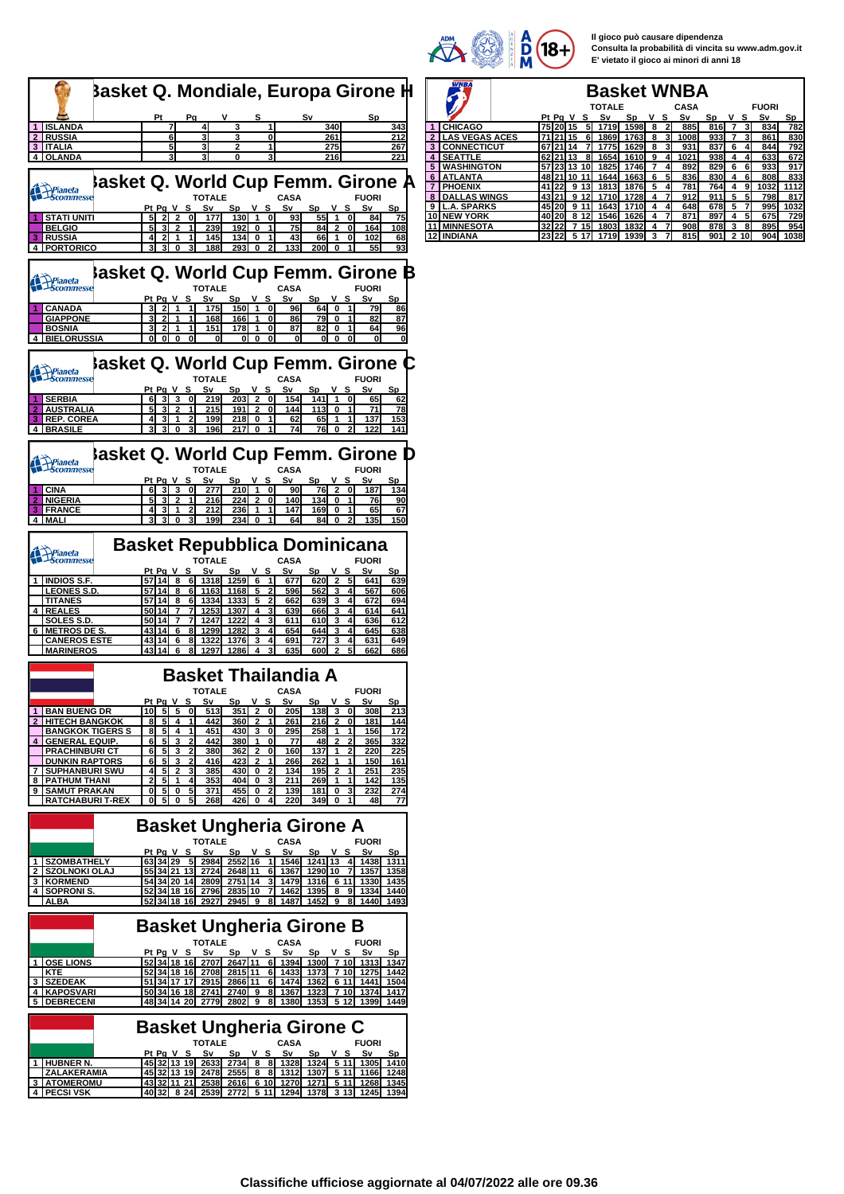Il gioco può causare dipendenza
Consulta la probabilità di vincita su www.adm.gov.it
E' vietato il gioco ai minori di anni 18

## Basket Q. Mondiale, Europa Girone H

| | | Pt | Pg | V | S | Sv | Sp |
|---|---|---|---|---|---|---|---|
| 1 | ISLANDA | 7 | 4 | 3 | 1 | 340 | 343 |
| 2 | RUSSIA | 6 | 3 | 3 | 0 | 261 | 212 |
| 3 | ITALIA | 5 | 3 | 2 | 1 | 275 | 267 |
| 4 | OLANDA | 3 | 3 | 0 | 3 | 216 | 221 |

## Basket Q. World Cup Femm. Girone A

| | | TOTALE | | | | | | CASA | | | | FUORI | | | |
|---|---|---|---|---|---|---|---|---|---|---|---|---|---|---|---|
| | | Pt | Pg | V | S | Sv | Sp | V | S | Sv | Sp | V | S | Sv | Sp |
| 1 | STATI UNITI | 5 | 2 | 2 | 0 | 177 | 130 | 1 | 0 | 93 | 55 | 1 | 0 | 84 | 75 |
| | BELGIO | 5 | 3 | 2 | 1 | 239 | 192 | 0 | 1 | 75 | 84 | 2 | 0 | 164 | 108 |
| 3 | RUSSIA | 4 | 2 | 1 | 1 | 145 | 134 | 0 | 1 | 43 | 66 | 1 | 0 | 102 | 68 |
| 4 | PORTORICO | 3 | 3 | 0 | 3 | 188 | 293 | 0 | 2 | 133 | 200 | 0 | 1 | 55 | 93 |

## Basket Q. World Cup Femm. Girone B

| | | TOTALE | | | | | | CASA | | | | FUORI | | | |
|---|---|---|---|---|---|---|---|---|---|---|---|---|---|---|---|
| | | Pt | Pg | V | S | Sv | Sp | V | S | Sv | Sp | V | S | Sv | Sp |
| 1 | CANADA | 3 | 2 | 1 | 1 | 175 | 150 | 1 | 0 | 96 | 64 | 0 | 1 | 79 | 86 |
| | GIAPPONE | 3 | 2 | 1 | 1 | 168 | 166 | 1 | 0 | 86 | 79 | 0 | 1 | 82 | 87 |
| | BOSNIA | 3 | 2 | 1 | 1 | 151 | 178 | 1 | 0 | 87 | 82 | 0 | 1 | 64 | 96 |
| 4 | BIELORUSSIA | 0 | 0 | 0 | 0 | 0 | 0 | 0 | 0 | 0 | 0 | 0 | 0 | 0 | 0 |

## Basket Q. World Cup Femm. Girone C

| | | TOTALE | | | | | | CASA | | | | FUORI | | | |
|---|---|---|---|---|---|---|---|---|---|---|---|---|---|---|---|
| | | Pt | Pg | V | S | Sv | Sp | V | S | Sv | Sp | V | S | Sv | Sp |
| 1 | SERBIA | 6 | 3 | 3 | 0 | 219 | 203 | 2 | 0 | 154 | 141 | 1 | 0 | 65 | 62 |
| 2 | AUSTRALIA | 5 | 3 | 2 | 1 | 215 | 191 | 2 | 0 | 144 | 113 | 0 | 1 | 71 | 78 |
| 3 | REP. COREA | 4 | 3 | 1 | 2 | 199 | 218 | 0 | 1 | 62 | 65 | 1 | 1 | 137 | 153 |
| 4 | BRASILE | 3 | 3 | 0 | 3 | 196 | 217 | 0 | 1 | 74 | 76 | 0 | 2 | 122 | 141 |

## Basket Q. World Cup Femm. Girone D

| | | TOTALE | | | | | | CASA | | | | FUORI | | | |
|---|---|---|---|---|---|---|---|---|---|---|---|---|---|---|---|
| | | Pt | Pg | V | S | Sv | Sp | V | S | Sv | Sp | V | S | Sv | Sp |
| 1 | CINA | 6 | 3 | 3 | 0 | 277 | 210 | 1 | 0 | 90 | 76 | 2 | 0 | 187 | 134 |
| 2 | NIGERIA | 5 | 3 | 2 | 1 | 216 | 224 | 2 | 0 | 140 | 134 | 0 | 1 | 76 | 90 |
| 3 | FRANCE | 4 | 3 | 1 | 2 | 212 | 236 | 1 | 1 | 147 | 169 | 0 | 1 | 65 | 67 |
| 4 | MALI | 3 | 3 | 0 | 3 | 199 | 234 | 0 | 1 | 64 | 84 | 0 | 2 | 135 | 150 |

## Basket Repubblica Dominicana

| | | TOTALE | | | | | | CASA | | | | FUORI | | | |
|---|---|---|---|---|---|---|---|---|---|---|---|---|---|---|---|
| | | Pt | Pg | V | S | Sv | Sp | V | S | Sv | Sp | V | S | Sv | Sp |
| 1 | INDIOS S.F. | 57 | 14 | 8 | 6 | 1318 | 1259 | 6 | 1 | 677 | 620 | 2 | 5 | 641 | 639 |
| | LEONES S.D. | 57 | 14 | 8 | 6 | 1163 | 1168 | 5 | 2 | 596 | 562 | 3 | 4 | 567 | 606 |
| | TITANES | 57 | 14 | 8 | 6 | 1334 | 1333 | 5 | 2 | 662 | 639 | 3 | 4 | 672 | 694 |
| 4 | REALES | 50 | 14 | 7 | 7 | 1253 | 1307 | 4 | 3 | 639 | 666 | 3 | 4 | 614 | 641 |
| | SOLES S.D. | 50 | 14 | 7 | 7 | 1247 | 1222 | 4 | 3 | 611 | 610 | 3 | 4 | 636 | 612 |
| 6 | METROS DE S. | 43 | 14 | 6 | 8 | 1299 | 1282 | 3 | 4 | 654 | 644 | 3 | 4 | 645 | 638 |
| | CANEROS ESTE | 43 | 14 | 6 | 8 | 1322 | 1376 | 3 | 4 | 691 | 727 | 3 | 4 | 631 | 649 |
| | MARINEROS | 43 | 14 | 6 | 8 | 1297 | 1286 | 4 | 3 | 635 | 600 | 2 | 5 | 662 | 686 |

## Basket Thailandia A

| | | TOTALE | | | | | | CASA | | | | FUORI | | | |
|---|---|---|---|---|---|---|---|---|---|---|---|---|---|---|---|
| | | Pt | Pg | V | S | Sv | Sp | V | S | Sv | Sp | V | S | Sv | Sp |
| 1 | BAN BUENG DR | 10 | 5 | 5 | 0 | 513 | 351 | 2 | 0 | 205 | 138 | 3 | 0 | 308 | 213 |
| 2 | HITECH BANGKOK | 8 | 5 | 4 | 1 | 442 | 360 | 2 | 1 | 261 | 216 | 2 | 0 | 181 | 144 |
| | BANGKOK TIGERS S | 8 | 5 | 4 | 1 | 451 | 430 | 3 | 0 | 295 | 258 | 1 | 1 | 156 | 172 |
| 4 | GENERAL EQUIP. | 6 | 5 | 3 | 2 | 442 | 380 | 1 | 0 | 77 | 48 | 2 | 2 | 365 | 332 |
| | PRACHINBURI CT | 6 | 5 | 3 | 2 | 380 | 362 | 2 | 0 | 160 | 137 | 1 | 2 | 220 | 225 |
| | DUNKIN RAPTORS | 6 | 5 | 3 | 2 | 416 | 423 | 2 | 1 | 266 | 262 | 1 | 1 | 150 | 161 |
| 7 | SUPHANBURI SWU | 4 | 5 | 2 | 3 | 385 | 430 | 0 | 2 | 134 | 195 | 2 | 1 | 251 | 235 |
| 8 | PATHUM THANI | 2 | 5 | 1 | 4 | 353 | 404 | 0 | 3 | 211 | 269 | 1 | 1 | 142 | 135 |
| 9 | SAMUT PRAKAN | 0 | 5 | 0 | 5 | 371 | 455 | 0 | 2 | 139 | 181 | 0 | 3 | 232 | 274 |
| | RATCHABURI T-REX | 0 | 5 | 0 | 5 | 268 | 426 | 0 | 4 | 220 | 349 | 0 | 1 | 48 | 77 |

## Basket Ungheria Girone A

| | | TOTALE | | | | | | CASA | | | | FUORI | | | |
|---|---|---|---|---|---|---|---|---|---|---|---|---|---|---|---|
| | | Pt | Pg | V | S | Sv | Sp | V | S | Sv | Sp | V | S | Sv | Sp |
| 1 | SZOMBATHELY | 63 | 34 | 29 | 5 | 2984 | 2552 | 16 | 1 | 1546 | 1241 | 13 | 4 | 1438 | 1311 |
| 2 | SZOLNOKI OLAJ | 55 | 34 | 21 | 13 | 2724 | 2648 | 11 | 6 | 1367 | 1290 | 10 | 7 | 1357 | 1358 |
| 3 | KORMEND | 54 | 34 | 20 | 14 | 2809 | 2751 | 14 | 3 | 1479 | 1316 | 6 | 11 | 1330 | 1435 |
| 4 | SOPRONI S. | 52 | 34 | 18 | 16 | 2796 | 2835 | 10 | 7 | 1462 | 1395 | 8 | 9 | 1334 | 1440 |
| | ALBA | 52 | 34 | 18 | 16 | 2927 | 2945 | 9 | 8 | 1487 | 1452 | 9 | 8 | 1440 | 1493 |

## Basket Ungheria Girone B

| | | TOTALE | | | | | | CASA | | | | FUORI | | | |
|---|---|---|---|---|---|---|---|---|---|---|---|---|---|---|---|
| | | Pt | Pg | V | S | Sv | Sp | V | S | Sv | Sp | V | S | Sv | Sp |
| 1 | OSE LIONS | 52 | 34 | 18 | 16 | 2707 | 2647 | 11 | 6 | 1394 | 1300 | 7 | 10 | 1313 | 1347 |
| | KTE | 52 | 34 | 18 | 16 | 2708 | 2815 | 11 | 6 | 1433 | 1373 | 7 | 10 | 1275 | 1442 |
| 3 | SZEDEAK | 51 | 34 | 17 | 17 | 2915 | 2866 | 11 | 6 | 1474 | 1362 | 6 | 11 | 1441 | 1504 |
| 4 | KAPOSVARI | 50 | 34 | 16 | 18 | 2741 | 2740 | 9 | 8 | 1367 | 1323 | 7 | 10 | 1374 | 1417 |
| 5 | DEBRECENI | 48 | 34 | 14 | 20 | 2779 | 2802 | 9 | 8 | 1380 | 1353 | 5 | 12 | 1399 | 1449 |

## Basket Ungheria Girone C

| | | TOTALE | | | | | | CASA | | | | FUORI | | | |
|---|---|---|---|---|---|---|---|---|---|---|---|---|---|---|---|
| | | Pt | Pg | V | S | Sv | Sp | V | S | Sv | Sp | V | S | Sv | Sp |
| 1 | HUBNER N. | 45 | 32 | 13 | 19 | 2633 | 2734 | 8 | 8 | 1328 | 1324 | 5 | 11 | 1305 | 1410 |
| | ZALAKERAMIA | 45 | 32 | 13 | 19 | 2478 | 2555 | 8 | 8 | 1312 | 1307 | 5 | 11 | 1166 | 1248 |
| 3 | ATOMEROMU | 43 | 32 | 11 | 21 | 2538 | 2616 | 6 | 10 | 1270 | 1271 | 5 | 11 | 1268 | 1345 |
| 4 | PECSI VSK | 40 | 32 | 8 | 24 | 2539 | 2772 | 5 | 11 | 1294 | 1378 | 3 | 13 | 1245 | 1394 |

## Basket WNBA

| | | TOTALE | | | | | | CASA | | | | FUORI | | | |
|---|---|---|---|---|---|---|---|---|---|---|---|---|---|---|---|
| | | Pt | Pg | V | S | Sv | Sp | V | S | Sv | Sp | V | S | Sv | Sp |
| 1 | CHICAGO | 75 | 20 | 15 | 5 | 1719 | 1598 | 8 | 2 | 885 | 816 | 7 | 3 | 834 | 782 |
| 2 | LAS VEGAS ACES | 71 | 21 | 15 | 6 | 1869 | 1763 | 8 | 3 | 1008 | 933 | 7 | 3 | 861 | 830 |
| 3 | CONNECTICUT | 67 | 21 | 14 | 7 | 1775 | 1629 | 8 | 3 | 931 | 837 | 6 | 4 | 844 | 792 |
| 4 | SEATTLE | 62 | 21 | 13 | 8 | 1654 | 1610 | 9 | 4 | 1021 | 938 | 4 | 4 | 633 | 672 |
| 5 | WASHINGTON | 57 | 23 | 13 | 10 | 1825 | 1746 | 7 | 4 | 892 | 829 | 6 | 6 | 933 | 917 |
| 6 | ATLANTA | 48 | 21 | 10 | 11 | 1644 | 1663 | 6 | 5 | 836 | 830 | 4 | 6 | 808 | 833 |
| 7 | PHOENIX | 41 | 22 | 9 | 13 | 1813 | 1876 | 5 | 4 | 781 | 764 | 4 | 9 | 1032 | 1112 |
| 8 | DALLAS WINGS | 43 | 21 | 9 | 12 | 1710 | 1728 | 4 | 7 | 912 | 911 | 5 | 5 | 798 | 817 |
| 9 | L.A. SPARKS | 45 | 20 | 9 | 11 | 1643 | 1710 | 4 | 4 | 648 | 678 | 5 | 7 | 995 | 1032 |
| 10 | NEW YORK | 40 | 20 | 8 | 12 | 1546 | 1626 | 4 | 7 | 871 | 897 | 4 | 5 | 675 | 729 |
| 11 | MINNESOTA | 32 | 22 | 7 | 15 | 1803 | 1832 | 4 | 7 | 908 | 878 | 3 | 8 | 895 | 954 |
| 12 | INDIANA | 23 | 22 | 5 | 17 | 1719 | 1939 | 3 | 7 | 815 | 901 | 2 | 10 | 904 | 1038 |

**Classifiche ufficiose aggiornate al 04/07/2022 alle ore 09.36**